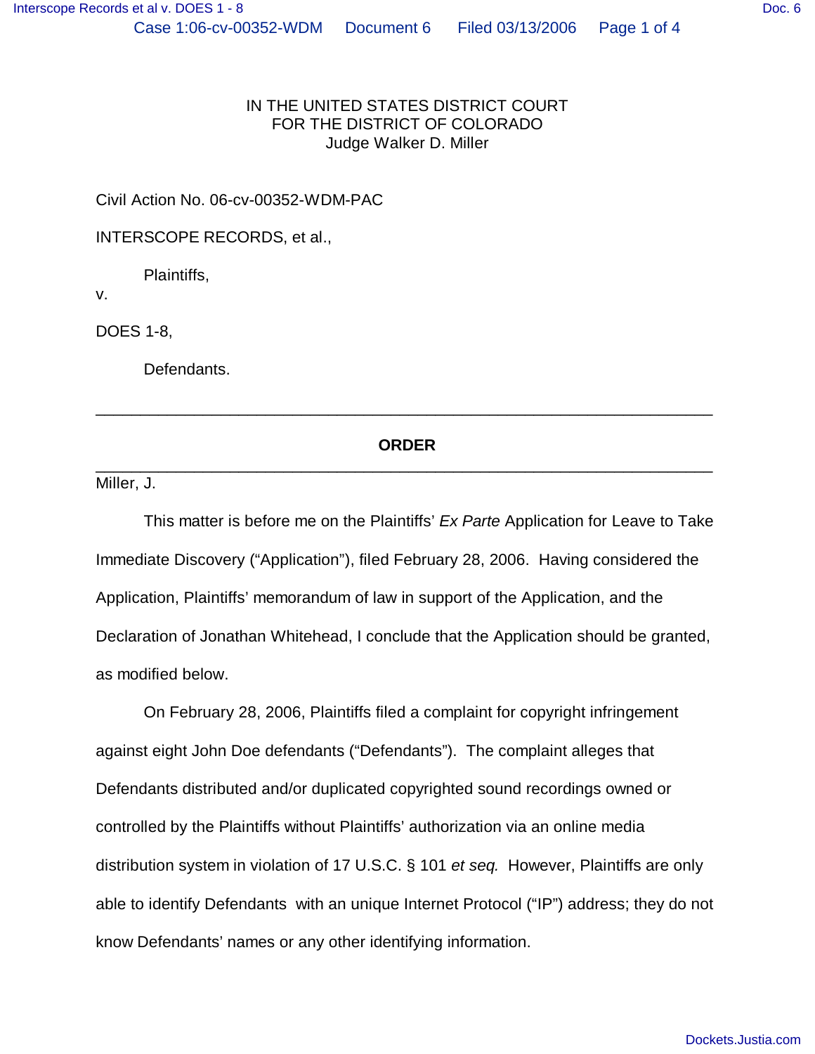IN THE UNITED STATES DISTRICT COURT
FOR THE DISTRICT OF COLORADO
Judge Walker D. Miller

Civil Action No. 06-cv-00352-WDM-PAC

INTERSCOPE RECORDS, et al.,

Plaintiffs,

v.

DOES 1-8,

Defendants.

---

**ORDER**

---

Miller, J.

This matter is before me on the Plaintiffs' *Ex Parte* Application for Leave to Take Immediate Discovery ("Application"), filed February 28, 2006. Having considered the Application, Plaintiffs' memorandum of law in support of the Application, and the Declaration of Jonathan Whitehead, I conclude that the Application should be granted, as modified below.

On February 28, 2006, Plaintiffs filed a complaint for copyright infringement against eight John Doe defendants ("Defendants"). The complaint alleges that Defendants distributed and/or duplicated copyrighted sound recordings owned or controlled by the Plaintiffs without Plaintiffs' authorization via an online media distribution system in violation of 17 U.S.C. § 101 *et seq.* However, Plaintiffs are only able to identify Defendants with an unique Internet Protocol ("IP") address; they do not know Defendants' names or any other identifying information.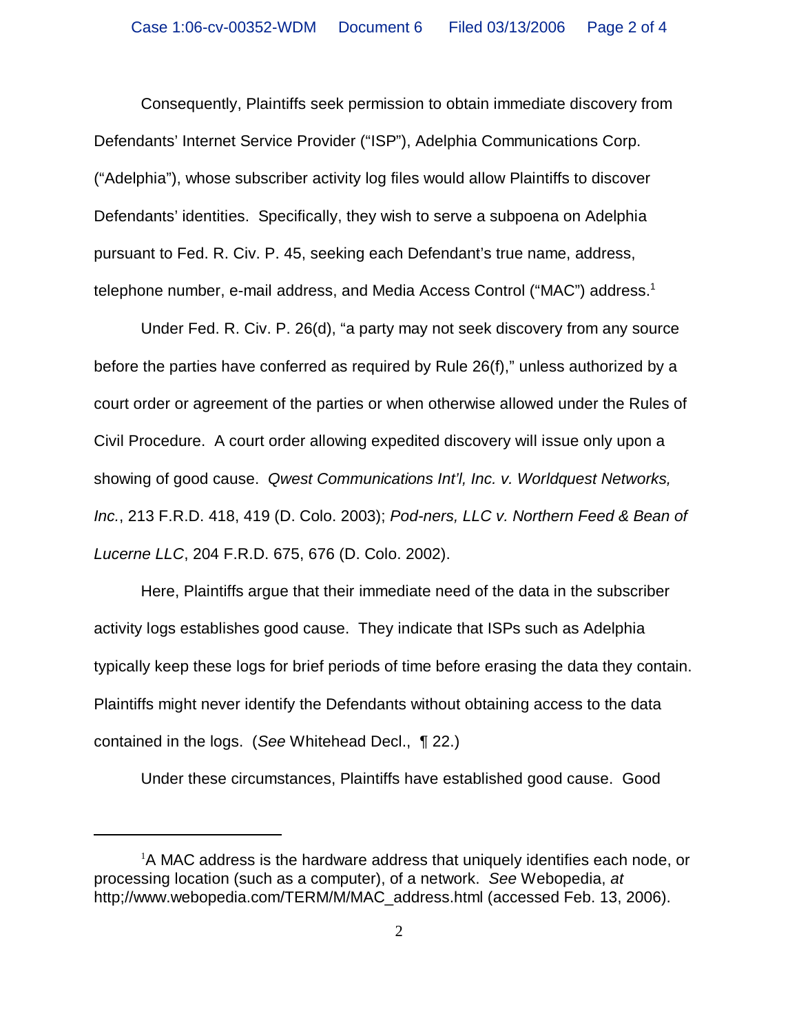Consequently, Plaintiffs seek permission to obtain immediate discovery from Defendants' Internet Service Provider ("ISP"), Adelphia Communications Corp. ("Adelphia"), whose subscriber activity log files would allow Plaintiffs to discover Defendants' identities. Specifically, they wish to serve a subpoena on Adelphia pursuant to Fed. R. Civ. P. 45, seeking each Defendant's true name, address, telephone number, e-mail address, and Media Access Control ("MAC") address.[1]

Under Fed. R. Civ. P. 26(d), "a party may not seek discovery from any source before the parties have conferred as required by Rule 26(f)," unless authorized by a court order or agreement of the parties or when otherwise allowed under the Rules of Civil Procedure. A court order allowing expedited discovery will issue only upon a showing of good cause. *Qwest Communications Int'l, Inc. v. Worldquest Networks, Inc.*, 213 F.R.D. 418, 419 (D. Colo. 2003); *Pod-ners, LLC v. Northern Feed & Bean of Lucerne LLC*, 204 F.R.D. 675, 676 (D. Colo. 2002).

Here, Plaintiffs argue that their immediate need of the data in the subscriber activity logs establishes good cause. They indicate that ISPs such as Adelphia typically keep these logs for brief periods of time before erasing the data they contain. Plaintiffs might never identify the Defendants without obtaining access to the data contained in the logs. (*See* Whitehead Decl., ¶ 22.)

Under these circumstances, Plaintiffs have established good cause. Good

---

[1] A MAC address is the hardware address that uniquely identifies each node, or processing location (such as a computer), of a network. *See* Webopedia, *at* http;//www.webopedia.com/TERM/M/MAC_address.html (accessed Feb. 13, 2006).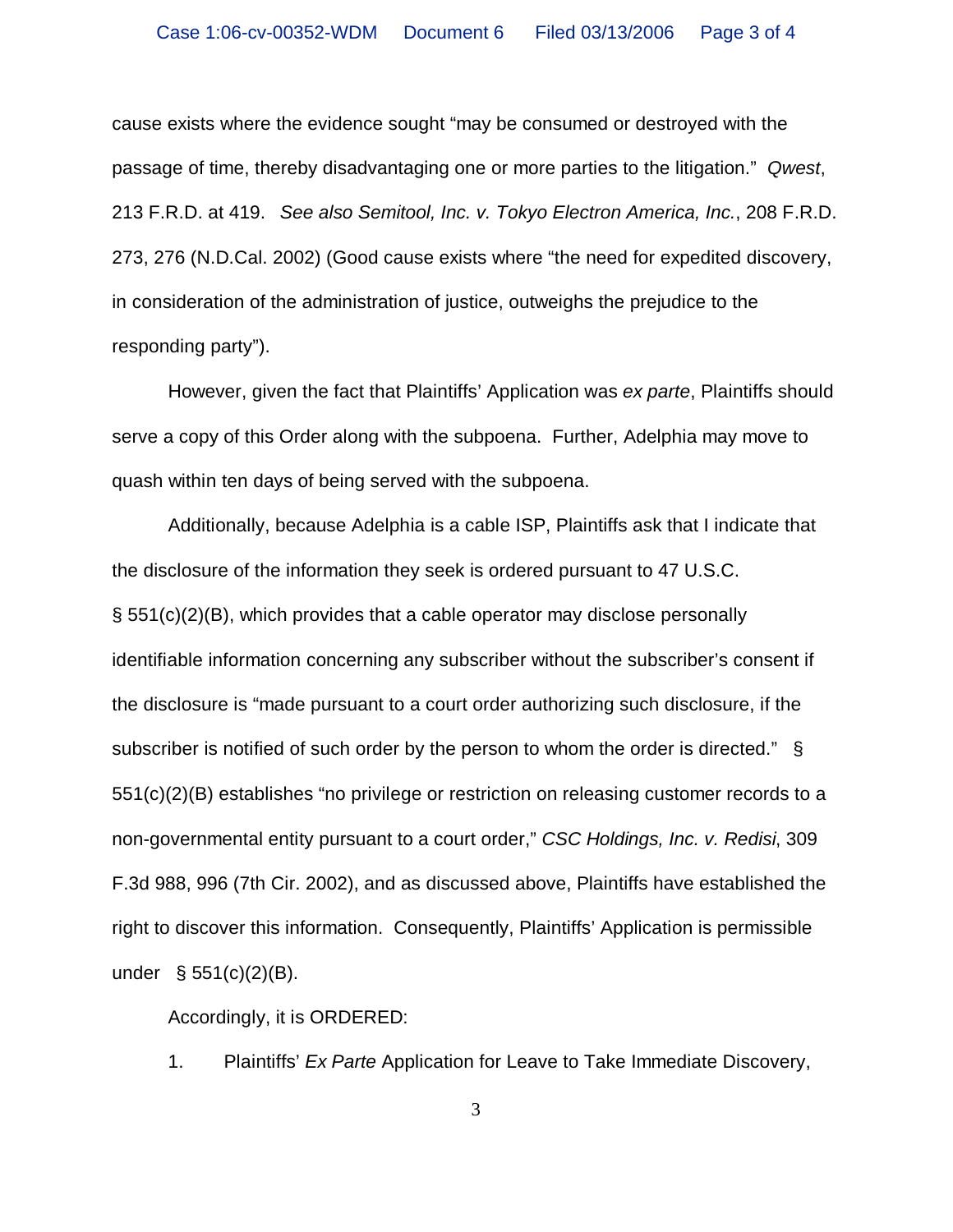cause exists where the evidence sought "may be consumed or destroyed with the passage of time, thereby disadvantaging one or more parties to the litigation." *Qwest*, 213 F.R.D. at 419. *See also Semitool, Inc. v. Tokyo Electron America, Inc.*, 208 F.R.D. 273, 276 (N.D.Cal. 2002) (Good cause exists where "the need for expedited discovery, in consideration of the administration of justice, outweighs the prejudice to the responding party").

However, given the fact that Plaintiffs' Application was *ex parte*, Plaintiffs should serve a copy of this Order along with the subpoena. Further, Adelphia may move to quash within ten days of being served with the subpoena.

Additionally, because Adelphia is a cable ISP, Plaintiffs ask that I indicate that the disclosure of the information they seek is ordered pursuant to 47 U.S.C. § 551(c)(2)(B), which provides that a cable operator may disclose personally identifiable information concerning any subscriber without the subscriber's consent if the disclosure is "made pursuant to a court order authorizing such disclosure, if the subscriber is notified of such order by the person to whom the order is directed." § 551(c)(2)(B) establishes "no privilege or restriction on releasing customer records to a non-governmental entity pursuant to a court order," *CSC Holdings, Inc. v. Redisi*, 309 F.3d 988, 996 (7th Cir. 2002), and as discussed above, Plaintiffs have established the right to discover this information. Consequently, Plaintiffs' Application is permissible under § 551(c)(2)(B).

Accordingly, it is ORDERED:

1. Plaintiffs' *Ex Parte* Application for Leave to Take Immediate Discovery,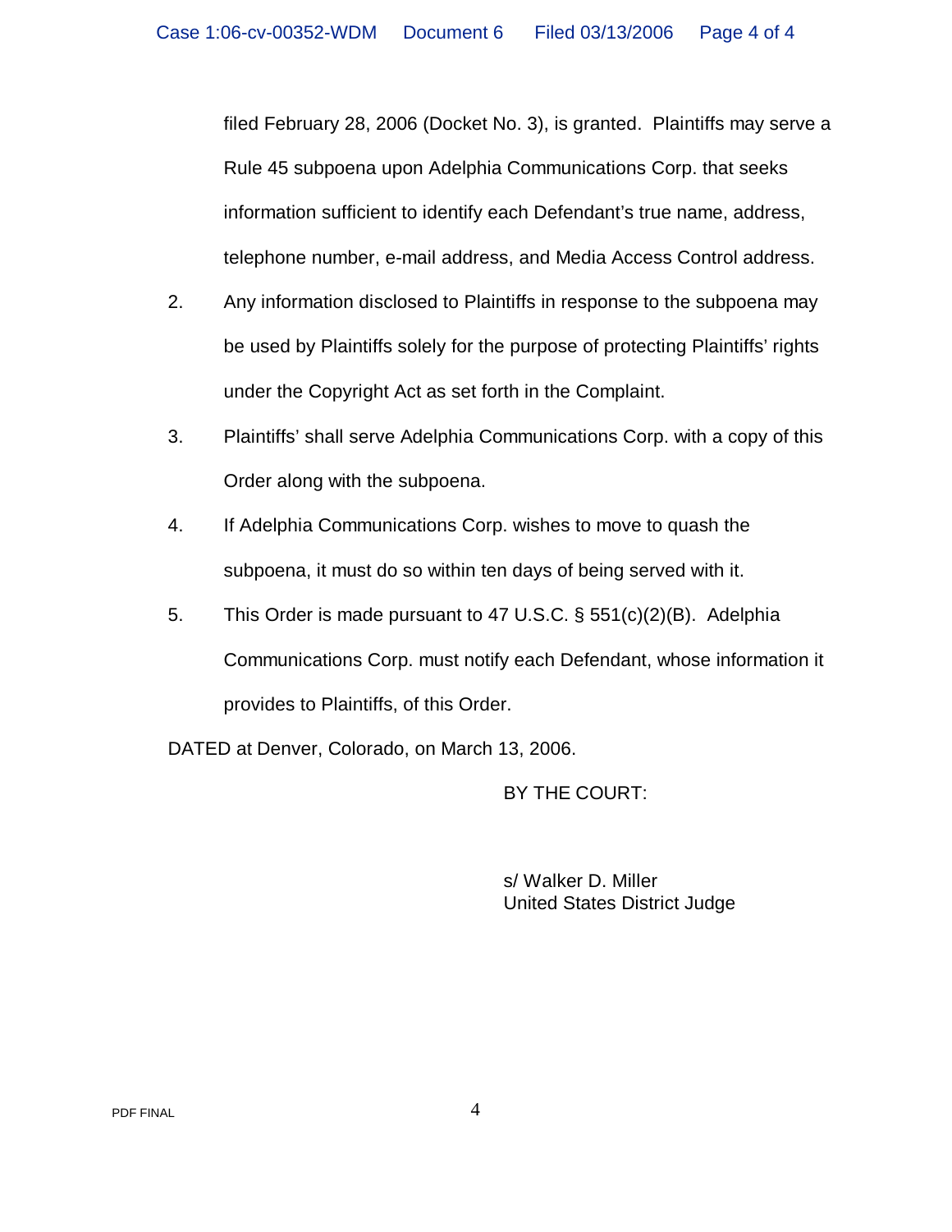filed February 28, 2006 (Docket No. 3), is granted. Plaintiffs may serve a Rule 45 subpoena upon Adelphia Communications Corp. that seeks information sufficient to identify each Defendant's true name, address, telephone number, e-mail address, and Media Access Control address.

2. Any information disclosed to Plaintiffs in response to the subpoena may be used by Plaintiffs solely for the purpose of protecting Plaintiffs' rights under the Copyright Act as set forth in the Complaint.

3. Plaintiffs' shall serve Adelphia Communications Corp. with a copy of this Order along with the subpoena.

4. If Adelphia Communications Corp. wishes to move to quash the subpoena, it must do so within ten days of being served with it.

5. This Order is made pursuant to 47 U.S.C. § 551(c)(2)(B). Adelphia Communications Corp. must notify each Defendant, whose information it provides to Plaintiffs, of this Order.

DATED at Denver, Colorado, on March 13, 2006.

BY THE COURT:

s/ Walker D. Miller
United States District Judge

PDF FINAL